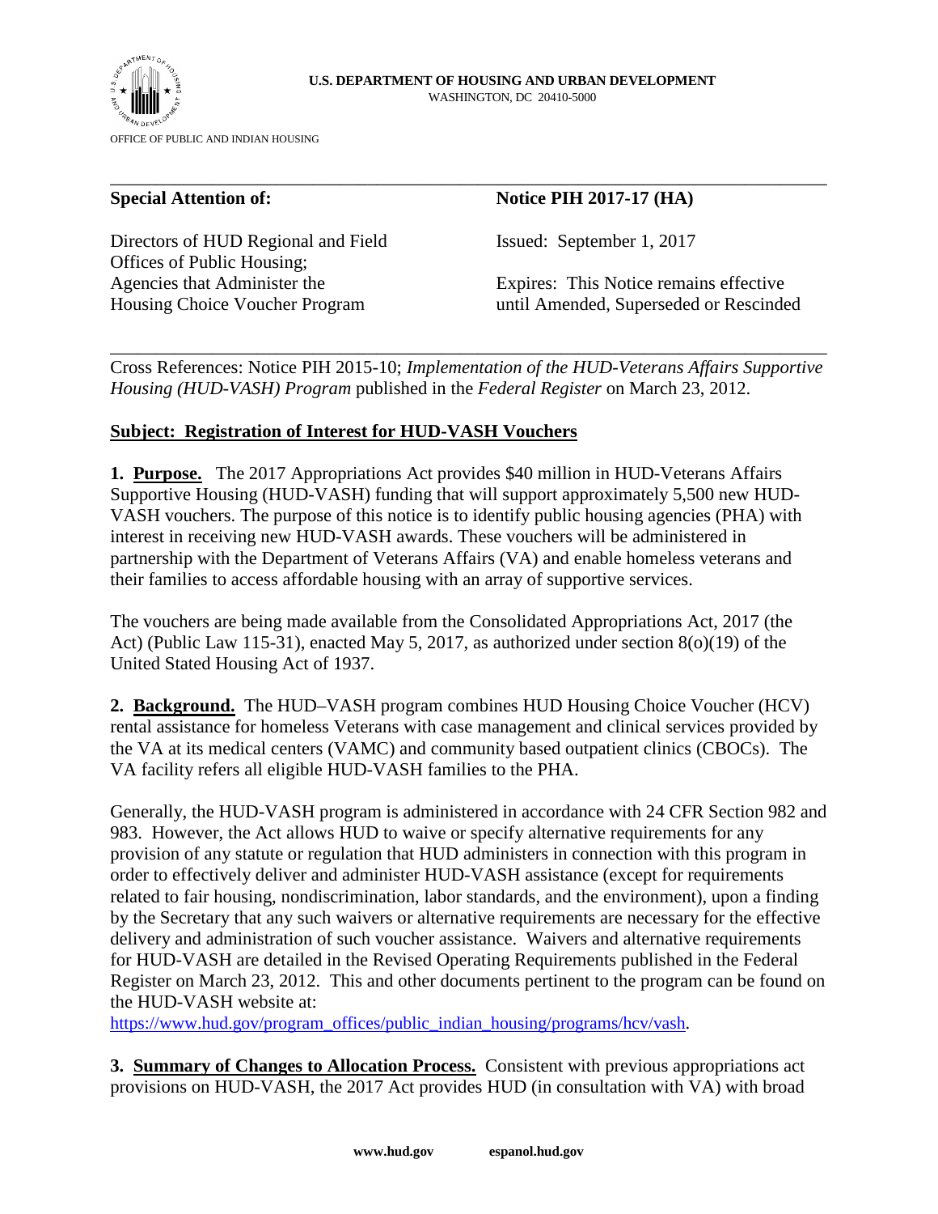**U.S. DEPARTMENT OF HOUSING AND URBAN DEVELOPMENT**
WASHINGTON, DC 20410-5000

OFFICE OF PUBLIC AND INDIAN HOUSING

---

| **Special Attention of:** | **Notice PIH 2017-17 (HA)** |
| --- | --- |
| Directors of HUD Regional and Field Offices of Public Housing; Agencies that Administer the Housing Choice Voucher Program | Issued: September 1, 2017<br><br>Expires: This Notice remains effective until Amended, Superseded or Rescinded |

---

Cross References: Notice PIH 2015-10; *Implementation of the HUD-Veterans Affairs Supportive Housing (HUD-VASH) Program* published in the *Federal Register* on March 23, 2012.

**Subject: Registration of Interest for HUD-VASH Vouchers**

**1. Purpose.** The 2017 Appropriations Act provides $40 million in HUD-Veterans Affairs Supportive Housing (HUD-VASH) funding that will support approximately 5,500 new HUD-VASH vouchers. The purpose of this notice is to identify public housing agencies (PHA) with interest in receiving new HUD-VASH awards. These vouchers will be administered in partnership with the Department of Veterans Affairs (VA) and enable homeless veterans and their families to access affordable housing with an array of supportive services.

The vouchers are being made available from the Consolidated Appropriations Act, 2017 (the Act) (Public Law 115-31), enacted May 5, 2017, as authorized under section 8(o)(19) of the United Stated Housing Act of 1937.

**2. Background.** The HUD–VASH program combines HUD Housing Choice Voucher (HCV) rental assistance for homeless Veterans with case management and clinical services provided by the VA at its medical centers (VAMC) and community based outpatient clinics (CBOCs). The VA facility refers all eligible HUD-VASH families to the PHA.

Generally, the HUD-VASH program is administered in accordance with 24 CFR Section 982 and 983. However, the Act allows HUD to waive or specify alternative requirements for any provision of any statute or regulation that HUD administers in connection with this program in order to effectively deliver and administer HUD-VASH assistance (except for requirements related to fair housing, nondiscrimination, labor standards, and the environment), upon a finding by the Secretary that any such waivers or alternative requirements are necessary for the effective delivery and administration of such voucher assistance. Waivers and alternative requirements for HUD-VASH are detailed in the Revised Operating Requirements published in the Federal Register on March 23, 2012. This and other documents pertinent to the program can be found on the HUD-VASH website at:
https://www.hud.gov/program_offices/public_indian_housing/programs/hcv/vash.

**3. Summary of Changes to Allocation Process.** Consistent with previous appropriations act provisions on HUD-VASH, the 2017 Act provides HUD (in consultation with VA) with broad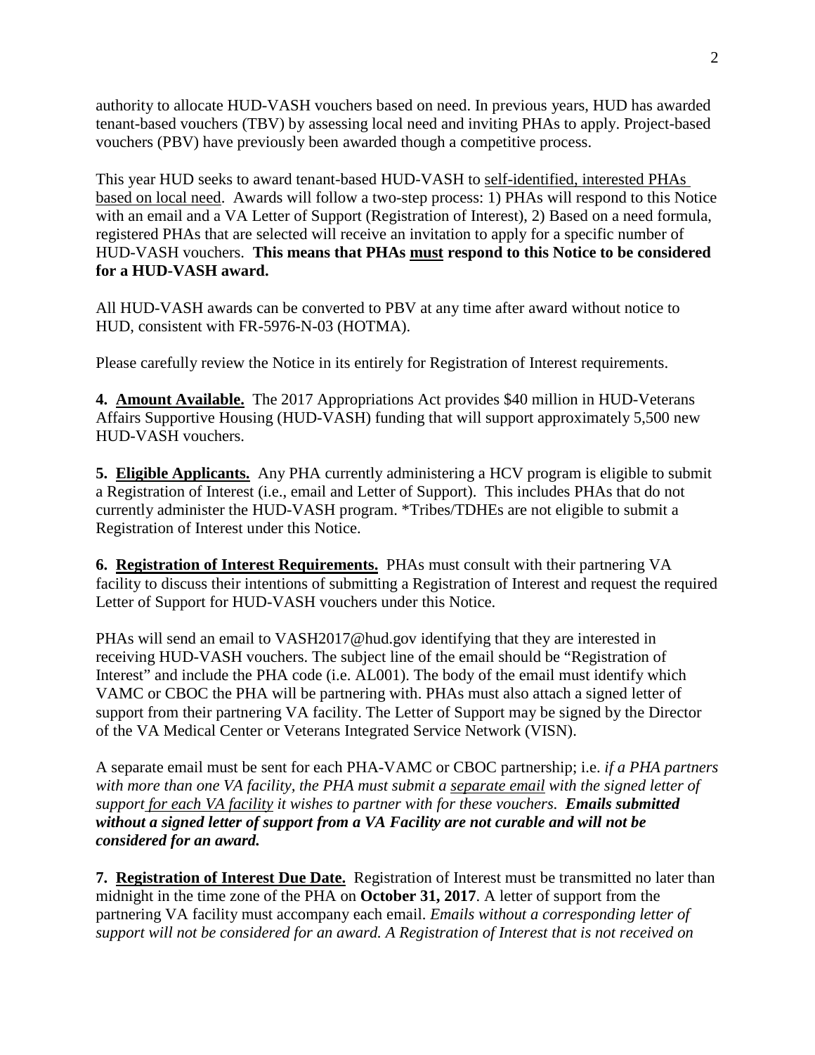authority to allocate HUD-VASH vouchers based on need. In previous years, HUD has awarded tenant-based vouchers (TBV) by assessing local need and inviting PHAs to apply. Project-based vouchers (PBV) have previously been awarded though a competitive process.

This year HUD seeks to award tenant-based HUD-VASH to self-identified, interested PHAs based on local need. Awards will follow a two-step process: 1) PHAs will respond to this Notice with an email and a VA Letter of Support (Registration of Interest), 2) Based on a need formula, registered PHAs that are selected will receive an invitation to apply for a specific number of HUD-VASH vouchers. **This means that PHAs must respond to this Notice to be considered for a HUD-VASH award.**

All HUD-VASH awards can be converted to PBV at any time after award without notice to HUD, consistent with FR-5976-N-03 (HOTMA).

Please carefully review the Notice in its entirely for Registration of Interest requirements.

**4. Amount Available.** The 2017 Appropriations Act provides $40 million in HUD-Veterans Affairs Supportive Housing (HUD-VASH) funding that will support approximately 5,500 new HUD-VASH vouchers.

**5. Eligible Applicants.** Any PHA currently administering a HCV program is eligible to submit a Registration of Interest (i.e., email and Letter of Support). This includes PHAs that do not currently administer the HUD-VASH program. *Tribes/TDHEs are not eligible to submit a Registration of Interest under this Notice.

**6. Registration of Interest Requirements.** PHAs must consult with their partnering VA facility to discuss their intentions of submitting a Registration of Interest and request the required Letter of Support for HUD-VASH vouchers under this Notice.

PHAs will send an email to VASH2017@hud.gov identifying that they are interested in receiving HUD-VASH vouchers. The subject line of the email should be "Registration of Interest" and include the PHA code (i.e. AL001). The body of the email must identify which VAMC or CBOC the PHA will be partnering with. PHAs must also attach a signed letter of support from their partnering VA facility. The Letter of Support may be signed by the Director of the VA Medical Center or Veterans Integrated Service Network (VISN).

A separate email must be sent for each PHA-VAMC or CBOC partnership; i.e. *if a PHA partners with more than one VA facility, the PHA must submit a separate email with the signed letter of support for each VA facility it wishes to partner with for these vouchers.* ***Emails submitted without a signed letter of support from a VA Facility are not curable and will not be considered for an award.***

**7. Registration of Interest Due Date.** Registration of Interest must be transmitted no later than midnight in the time zone of the PHA on **October 31, 2017**. A letter of support from the partnering VA facility must accompany each email. *Emails without a corresponding letter of support will not be considered for an award. A Registration of Interest that is not received on*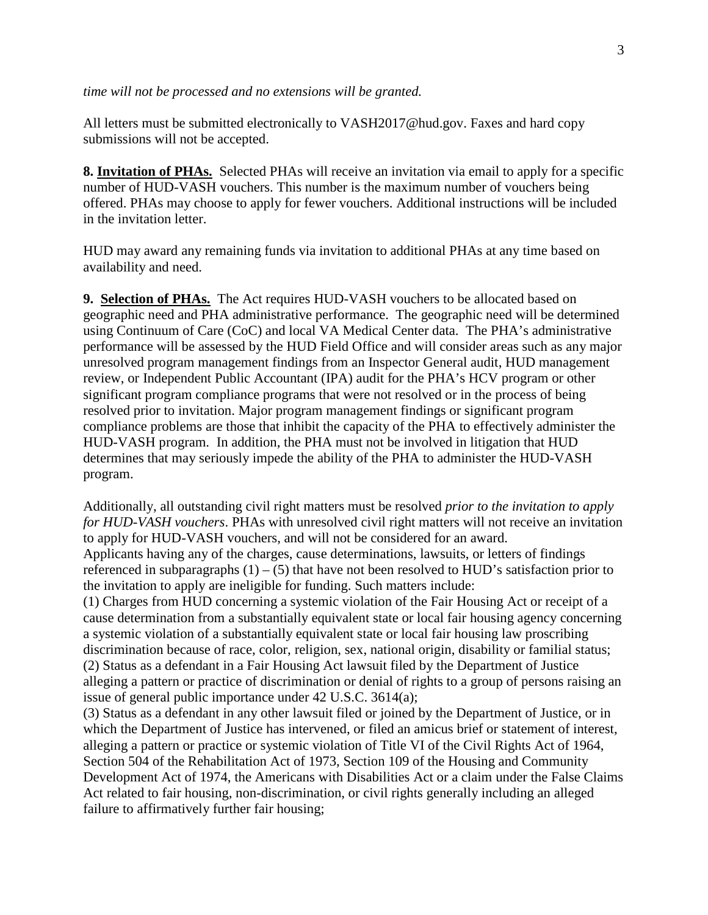*time will not be processed and no extensions will be granted.*

All letters must be submitted electronically to VASH2017@hud.gov. Faxes and hard copy submissions will not be accepted.

**8. Invitation of PHAs.** Selected PHAs will receive an invitation via email to apply for a specific number of HUD-VASH vouchers. This number is the maximum number of vouchers being offered. PHAs may choose to apply for fewer vouchers. Additional instructions will be included in the invitation letter.

HUD may award any remaining funds via invitation to additional PHAs at any time based on availability and need.

**9. Selection of PHAs.** The Act requires HUD-VASH vouchers to be allocated based on geographic need and PHA administrative performance. The geographic need will be determined using Continuum of Care (CoC) and local VA Medical Center data. The PHA's administrative performance will be assessed by the HUD Field Office and will consider areas such as any major unresolved program management findings from an Inspector General audit, HUD management review, or Independent Public Accountant (IPA) audit for the PHA's HCV program or other significant program compliance programs that were not resolved or in the process of being resolved prior to invitation. Major program management findings or significant program compliance problems are those that inhibit the capacity of the PHA to effectively administer the HUD-VASH program. In addition, the PHA must not be involved in litigation that HUD determines that may seriously impede the ability of the PHA to administer the HUD-VASH program.

Additionally, all outstanding civil right matters must be resolved *prior to the invitation to apply for HUD-VASH vouchers*. PHAs with unresolved civil right matters will not receive an invitation to apply for HUD-VASH vouchers, and will not be considered for an award.
Applicants having any of the charges, cause determinations, lawsuits, or letters of findings referenced in subparagraphs (1) – (5) that have not been resolved to HUD's satisfaction prior to the invitation to apply are ineligible for funding. Such matters include:
(1) Charges from HUD concerning a systemic violation of the Fair Housing Act or receipt of a cause determination from a substantially equivalent state or local fair housing agency concerning a systemic violation of a substantially equivalent state or local fair housing law proscribing discrimination because of race, color, religion, sex, national origin, disability or familial status;
(2) Status as a defendant in a Fair Housing Act lawsuit filed by the Department of Justice alleging a pattern or practice of discrimination or denial of rights to a group of persons raising an issue of general public importance under 42 U.S.C. 3614(a);
(3) Status as a defendant in any other lawsuit filed or joined by the Department of Justice, or in which the Department of Justice has intervened, or filed an amicus brief or statement of interest, alleging a pattern or practice or systemic violation of Title VI of the Civil Rights Act of 1964, Section 504 of the Rehabilitation Act of 1973, Section 109 of the Housing and Community Development Act of 1974, the Americans with Disabilities Act or a claim under the False Claims Act related to fair housing, non-discrimination, or civil rights generally including an alleged failure to affirmatively further fair housing;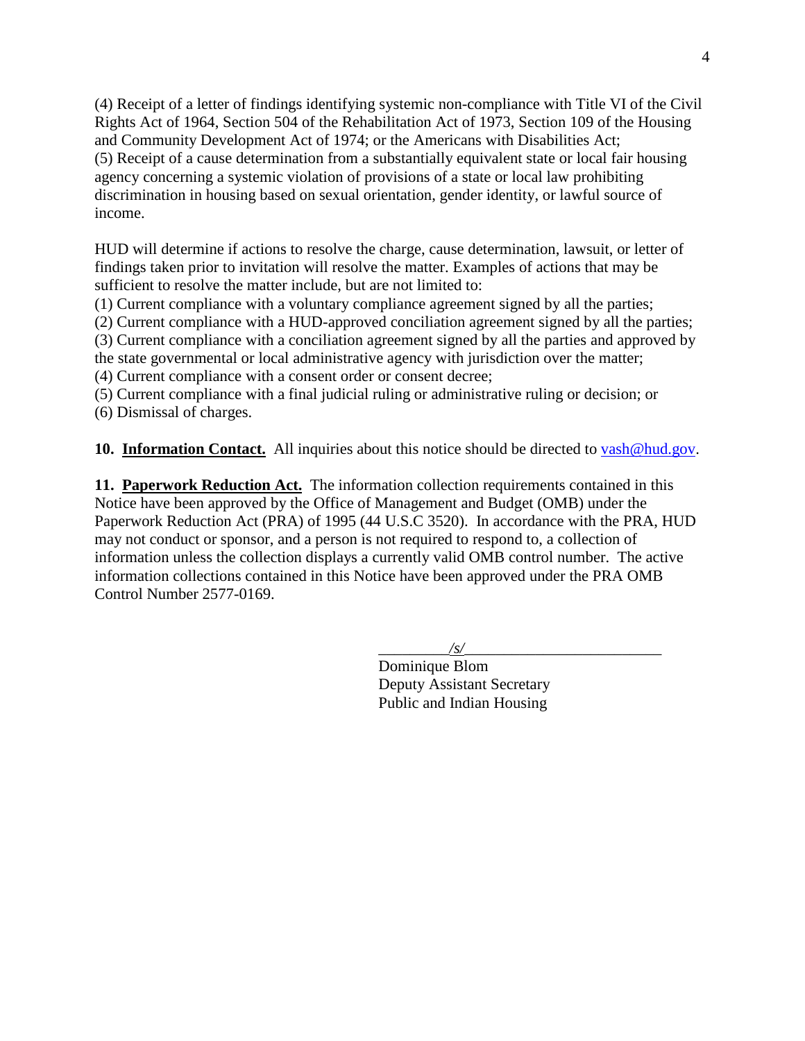(4) Receipt of a letter of findings identifying systemic non-compliance with Title VI of the Civil Rights Act of 1964, Section 504 of the Rehabilitation Act of 1973, Section 109 of the Housing and Community Development Act of 1974; or the Americans with Disabilities Act;
(5) Receipt of a cause determination from a substantially equivalent state or local fair housing agency concerning a systemic violation of provisions of a state or local law prohibiting discrimination in housing based on sexual orientation, gender identity, or lawful source of income.

HUD will determine if actions to resolve the charge, cause determination, lawsuit, or letter of findings taken prior to invitation will resolve the matter. Examples of actions that may be sufficient to resolve the matter include, but are not limited to:
(1) Current compliance with a voluntary compliance agreement signed by all the parties;
(2) Current compliance with a HUD-approved conciliation agreement signed by all the parties;
(3) Current compliance with a conciliation agreement signed by all the parties and approved by the state governmental or local administrative agency with jurisdiction over the matter;
(4) Current compliance with a consent order or consent decree;
(5) Current compliance with a final judicial ruling or administrative ruling or decision; or
(6) Dismissal of charges.

**10. Information Contact.** All inquiries about this notice should be directed to vash@hud.gov.

**11. Paperwork Reduction Act.** The information collection requirements contained in this Notice have been approved by the Office of Management and Budget (OMB) under the Paperwork Reduction Act (PRA) of 1995 (44 U.S.C 3520). In accordance with the PRA, HUD may not conduct or sponsor, and a person is not required to respond to, a collection of information unless the collection displays a currently valid OMB control number. The active information collections contained in this Notice have been approved under the PRA OMB Control Number 2577-0169.

_________*/s/*_________________________
Dominique Blom
Deputy Assistant Secretary
Public and Indian Housing